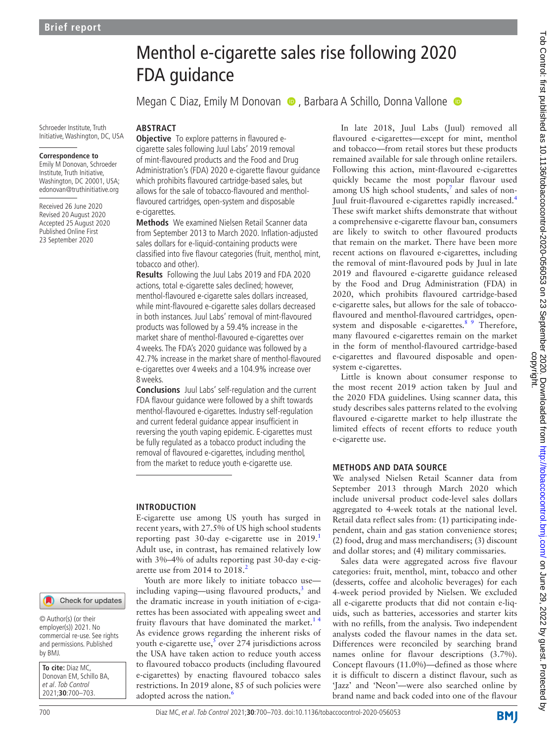Brief report

# Menthol e-cigarette sales rise following 2020 FDA guidance

Megan C Diaz, Emily M Donovan, Barbara A Schillo, Donna Vallone

Schroeder Institute, Truth Initiative, Washington, DC, USA

**Correspondence to**
Emily M Donovan, Schroeder Institute, Truth Initiative, Washington, DC 20001, USA; edonovan@truthinitiative.org

Received 26 June 2020
Revised 20 August 2020
Accepted 25 August 2020
Published Online First 23 September 2020

## ABSTRACT

**Objective** To explore patterns in flavoured e-cigarette sales following Juul Labs' 2019 removal of mint-flavoured products and the Food and Drug Administration's (FDA) 2020 e-cigarette flavour guidance which prohibits flavoured cartridge-based sales, but allows for the sale of tobacco-flavoured and menthol-flavoured cartridges, open-system and disposable e-cigarettes.

**Methods** We examined Nielsen Retail Scanner data from September 2013 to March 2020. Inflation-adjusted sales dollars for e-liquid-containing products were classified into five flavour categories (fruit, menthol, mint, tobacco and other).

**Results** Following the Juul Labs 2019 and FDA 2020 actions, total e-cigarette sales declined; however, menthol-flavoured e-cigarette sales dollars increased, while mint-flavoured e-cigarette sales dollars decreased in both instances. Juul Labs' removal of mint-flavoured products was followed by a 59.4% increase in the market share of menthol-flavoured e-cigarettes over 4 weeks. The FDA's 2020 guidance was followed by a 42.7% increase in the market share of menthol-flavoured e-cigarettes over 4 weeks and a 104.9% increase over 8 weeks.

**Conclusions** Juul Labs' self-regulation and the current FDA flavour guidance were followed by a shift towards menthol-flavoured e-cigarettes. Industry self-regulation and current federal guidance appear insufficient in reversing the youth vaping epidemic. E-cigarettes must be fully regulated as a tobacco product including the removal of flavoured e-cigarettes, including menthol, from the market to reduce youth e-cigarette use.

## INTRODUCTION

E-cigarette use among US youth has surged in recent years, with 27.5% of US high school students reporting past 30-day e-cigarette use in 2019.[1] Adult use, in contrast, has remained relatively low with 3%–4% of adults reporting past 30-day e-cigarette use from 2014 to 2018.[2]

Youth are more likely to initiate tobacco use—including vaping—using flavoured products,[3] and the dramatic increase in youth initiation of e-cigarettes has been associated with appealing sweet and fruity flavours that have dominated the market.[1 4] As evidence grows regarding the inherent risks of youth e-cigarette use,[5] over 274 jurisdictions across the USA have taken action to reduce youth access to flavoured tobacco products (including flavoured e-cigarettes) by enacting flavoured tobacco sales restrictions. In 2019 alone, 85 of such policies were adopted across the nation.[6]

In late 2018, Juul Labs (Juul) removed all flavoured e-cigarettes—except for mint, menthol and tobacco—from retail stores but these products remained available for sale through online retailers. Following this action, mint-flavoured e-cigarettes quickly became the most popular flavour used among US high school students,[7] and sales of non-Juul fruit-flavoured e-cigarettes rapidly increased.[4] These swift market shifts demonstrate that without a comprehensive e-cigarette flavour ban, consumers are likely to switch to other flavoured products that remain on the market. There have been more recent actions on flavoured e-cigarettes, including the removal of mint-flavoured pods by Juul in late 2019 and flavoured e-cigarette guidance released by the Food and Drug Administration (FDA) in 2020, which prohibits flavoured cartridge-based e-cigarette sales, but allows for the sale of tobacco-flavoured and menthol-flavoured cartridges, open-system and disposable e-cigarettes.[8 9] Therefore, many flavoured e-cigarettes remain on the market in the form of menthol-flavoured cartridge-based e-cigarettes and flavoured disposable and open-system e-cigarettes.

Little is known about consumer response to the most recent 2019 action taken by Juul and the 2020 FDA guidelines. Using scanner data, this study describes sales patterns related to the evolving flavoured e-cigarette market to help illustrate the limited effects of recent efforts to reduce youth e-cigarette use.

## METHODS AND DATA SOURCE

We analysed Nielsen Retail Scanner data from September 2013 through March 2020 which include universal product code-level sales dollars aggregated to 4-week totals at the national level. Retail data reflect sales from: (1) participating independent, chain and gas station convenience stores; (2) food, drug and mass merchandisers; (3) discount and dollar stores; and (4) military commissaries.

Sales data were aggregated across five flavour categories: fruit, menthol, mint, tobacco and other (desserts, coffee and alcoholic beverages) for each 4-week period provided by Nielsen. We excluded all e-cigarette products that did not contain e-liquids, such as batteries, accessories and starter kits with no refills, from the analysis. Two independent analysts coded the flavour names in the data set. Differences were reconciled by searching brand names online for flavour descriptions (3.7%). Concept flavours (11.0%)—defined as those where it is difficult to discern a distinct flavour, such as 'Jazz' and 'Neon'—were also searched online by brand name and back coded into one of the flavour

© Author(s) (or their employer(s)) 2021. No commercial re-use. See rights and permissions. Published by BMJ.

**To cite:** Diaz MC, Donovan EM, Schillo BA, et al. *Tob Control* 2021;**30**:700–703.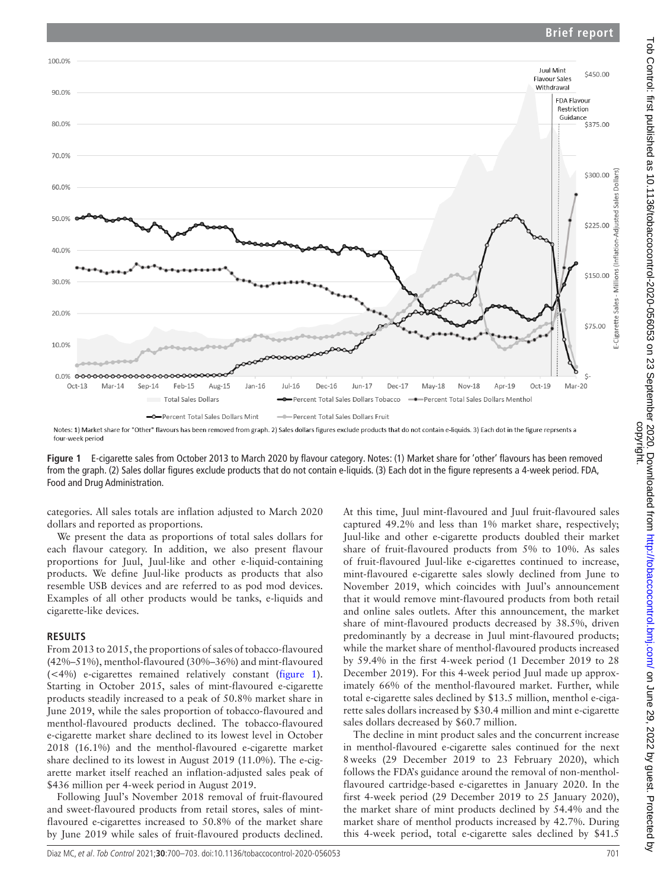Notes: 1) Market share for "Other" flavours has been removed from graph. 2) Sales dollars figures exclude products that do not contain e-liquids. 3) Each dot in the figure reprsents a four-week period

**Figure 1** E-cigarette sales from October 2013 to March 2020 by flavour category. Notes: (1) Market share for 'other' flavours has been removed from the graph. (2) Sales dollar figures exclude products that do not contain e-liquids. (3) Each dot in the figure represents a 4-week period. FDA, Food and Drug Administration.

categories. All sales totals are inflation adjusted to March 2020 dollars and reported as proportions.

We present the data as proportions of total sales dollars for each flavour category. In addition, we also present flavour proportions for Juul, Juul-like and other e-liquid-containing products. We define Juul-like products as products that also resemble USB devices and are referred to as pod mod devices. Examples of all other products would be tanks, e-liquids and cigarette-like devices.

## RESULTS

From 2013 to 2015, the proportions of sales of tobacco-flavoured (42%–51%), menthol-flavoured (30%–36%) and mint-flavoured (<4%) e-cigarettes remained relatively constant (figure 1). Starting in October 2015, sales of mint-flavoured e-cigarette products steadily increased to a peak of 50.8% market share in June 2019, while the sales proportion of tobacco-flavoured and menthol-flavoured products declined. The tobacco-flavoured e-cigarette market share declined to its lowest level in October 2018 (16.1%) and the menthol-flavoured e-cigarette market share declined to its lowest in August 2019 (11.0%). The e-cigarette market itself reached an inflation-adjusted sales peak of $436 million per 4-week period in August 2019.

Following Juul's November 2018 removal of fruit-flavoured and sweet-flavoured products from retail stores, sales of mint-flavoured e-cigarettes increased to 50.8% of the market share by June 2019 while sales of fruit-flavoured products declined. At this time, Juul mint-flavoured and Juul fruit-flavoured sales captured 49.2% and less than 1% market share, respectively; Juul-like and other e-cigarette products doubled their market share of fruit-flavoured products from 5% to 10%. As sales of fruit-flavoured Juul-like e-cigarettes continued to increase, mint-flavoured e-cigarette sales slowly declined from June to November 2019, which coincides with Juul's announcement that it would remove mint-flavoured products from both retail and online sales outlets. After this announcement, the market share of mint-flavoured products decreased by 38.5%, driven predominantly by a decrease in Juul mint-flavoured products; while the market share of menthol-flavoured products increased by 59.4% in the first 4-week period (1 December 2019 to 28 December 2019). For this 4-week period Juul made up approximately 66% of the menthol-flavoured market. Further, while total e-cigarette sales declined by $13.5 million, menthol e-cigarette sales dollars increased by $30.4 million and mint e-cigarette sales dollars decreased by $60.7 million.

The decline in mint product sales and the concurrent increase in menthol-flavoured e-cigarette sales continued for the next 8 weeks (29 December 2019 to 23 February 2020), which follows the FDA's guidance around the removal of non-menthol-flavoured cartridge-based e-cigarettes in January 2020. In the first 4-week period (29 December 2019 to 25 January 2020), the market share of mint products declined by 54.4% and the market share of menthol products increased by 42.7%. During this 4-week period, total e-cigarette sales declined by $41.5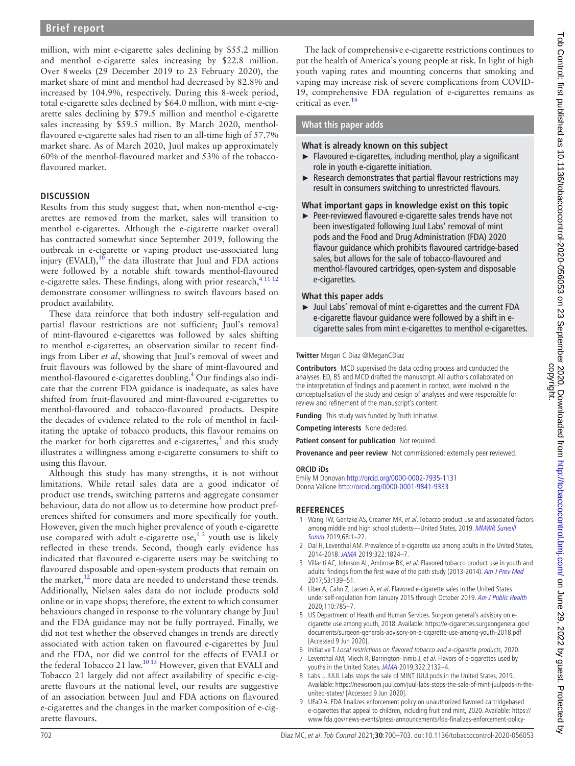million, with mint e-cigarette sales declining by \$55.2 million and menthol e-cigarette sales increasing by \$22.8 million. Over 8 weeks (29 December 2019 to 23 February 2020), the market share of mint and menthol had decreased by 82.8% and increased by 104.9%, respectively. During this 8-week period, total e-cigarette sales declined by \$64.0 million, with mint e-cigarette sales declining by \$79.5 million and menthol e-cigarette sales increasing by \$59.5 million. By March 2020, menthol-flavoured e-cigarette sales had risen to an all-time high of 57.7% market share. As of March 2020, Juul makes up approximately 60% of the menthol-flavoured market and 53% of the tobacco-flavoured market.

## DISCUSSION

Results from this study suggest that, when non-menthol e-cigarettes are removed from the market, sales will transition to menthol e-cigarettes. Although the e-cigarette market overall has contracted somewhat since September 2019, following the outbreak in e-cigarette or vaping product use-associated lung injury (EVALI),[10] the data illustrate that Juul and FDA actions were followed by a notable shift towards menthol-flavoured e-cigarette sales. These findings, along with prior research,[4 11 12] demonstrate consumer willingness to switch flavours based on product availability.

These data reinforce that both industry self-regulation and partial flavour restrictions are not sufficient; Juul's removal of mint-flavoured e-cigarettes was followed by sales shifting to menthol e-cigarettes, an observation similar to recent findings from Liber *et al*, showing that Juul's removal of sweet and fruit flavours was followed by the share of mint-flavoured and menthol-flavoured e-cigarettes doubling.[4] Our findings also indicate that the current FDA guidance is inadequate, as sales have shifted from fruit-flavoured and mint-flavoured e-cigarettes to menthol-flavoured and tobacco-flavoured products. Despite the decades of evidence related to the role of menthol in facilitating the uptake of tobacco products, this flavour remains on the market for both cigarettes and e-cigarettes,[3] and this study illustrates a willingness among e-cigarette consumers to shift to using this flavour.

Although this study has many strengths, it is not without limitations. While retail sales data are a good indicator of product use trends, switching patterns and aggregate consumer behaviour, data do not allow us to determine how product preferences shifted for consumers and more specifically for youth. However, given the much higher prevalence of youth e-cigarette use compared with adult e-cigarette use,[1 2] youth use is likely reflected in these trends. Second, though early evidence has indicated that flavoured e-cigarette users may be switching to flavoured disposable and open-system products that remain on the market,[12] more data are needed to understand these trends. Additionally, Nielsen sales data do not include products sold online or in vape shops; therefore, the extent to which consumer behaviours changed in response to the voluntary change by Juul and the FDA guidance may not be fully portrayed. Finally, we did not test whether the observed changes in trends are directly associated with action taken on flavoured e-cigarettes by Juul and the FDA, nor did we control for the effects of EVALI or the federal Tobacco 21 law.[10 13] However, given that EVALI and Tobacco 21 largely did not affect availability of specific e-cigarette flavours at the national level, our results are suggestive of an association between Juul and FDA actions on flavoured e-cigarettes and the changes in the market composition of e-cigarette flavours.

The lack of comprehensive e-cigarette restrictions continues to put the health of America's young people at risk. In light of high youth vaping rates and mounting concerns that smoking and vaping may increase risk of severe complications from COVID-19, comprehensive FDA regulation of e-cigarettes remains as critical as ever.[14]

### What this paper adds

**What is already known on this subject**

- Flavoured e-cigarettes, including menthol, play a significant role in youth e-cigarette initiation.
- Research demonstrates that partial flavour restrictions may result in consumers switching to unrestricted flavours.

**What important gaps in knowledge exist on this topic**

- Peer-reviewed flavoured e-cigarette sales trends have not been investigated following Juul Labs' removal of mint pods and the Food and Drug Administration (FDA) 2020 flavour guidance which prohibits flavoured cartridge-based sales, but allows for the sale of tobacco-flavoured and menthol-flavoured cartridges, open-system and disposable e-cigarettes.

**What this paper adds**

- Juul Labs' removal of mint e-cigarettes and the current FDA e-cigarette flavour guidance were followed by a shift in e-cigarette sales from mint e-cigarettes to menthol e-cigarettes.

**Twitter** Megan C Diaz @MeganCDiaz

**Contributors** MCD supervised the data coding process and conducted the analyses. ED, BS and MCD drafted the manuscript. All authors collaborated on the interpretation of findings and placement in context, were involved in the conceptualisation of the study and design of analyses and were responsible for review and refinement of the manuscript's content.

**Funding** This study was funded by Truth Initiative.

**Competing interests** None declared.

**Patient consent for publication** Not required.

**Provenance and peer review** Not commissioned; externally peer reviewed.

**ORCID iDs**

Emily M Donovan http://orcid.org/0000-0002-7935-1131
Donna Vallone http://orcid.org/0000-0001-9841-9333

## REFERENCES

1. Wang TW, Gentzke AS, Creamer MR, *et al*. Tobacco product use and associated factors among middle and high school students—United States, 2019. *MMWR Surveill Summ* 2019;68:1–22.
2. Dai H, Leventhal AM. Prevalence of e-cigarette use among adults in the United States, 2014-2018. *JAMA* 2019;322:1824–7.
3. Villanti AC, Johnson AL, Ambrose BK, *et al*. Flavored tobacco product use in youth and adults: findings from the first wave of the path study (2013-2014). *Am J Prev Med* 2017;53:139–51.
4. Liber A, Cahn Z, Larsen A, *et al*. Flavored e-cigarette sales in the United States under self-regulation from January 2015 through October 2019. *Am J Public Health* 2020;110:785–7.
5. US Department of Health and Human Services. Surgeon general's advisory on e-cigarette use among youth, 2018. Available: https://e-cigarettes.surgeongeneral.gov/documents/surgeon-generals-advisory-on-e-cigarette-use-among-youth-2018.pdf [Accessed 9 Jun 2020].
6. Initiative T. *Local restrictions on flavored tobacco and e-cigarette products*, 2020.
7. Leventhal AM, Miech R, Barrington-Trimis J, *et al*. Flavors of e-cigarettes used by youths in the United States. *JAMA* 2019;322:2132–4.
8. Labs J. JUUL Labs stops the sale of MINT JUULpods in the United States, 2019. Available: https://newsroom.juul.com/juul-labs-stops-the-sale-of-mint-juulpods-in-the-united-states/ [Accessed 9 Jun 2020].
9. UFaD A. FDA finalizes enforcement policy on unauthorized flavored cartridgebased e-cigarettes that appeal to children, including fruit and mint, 2020. Available: https://www.fda.gov/news-events/press-announcements/fda-finalizes-enforcement-policy-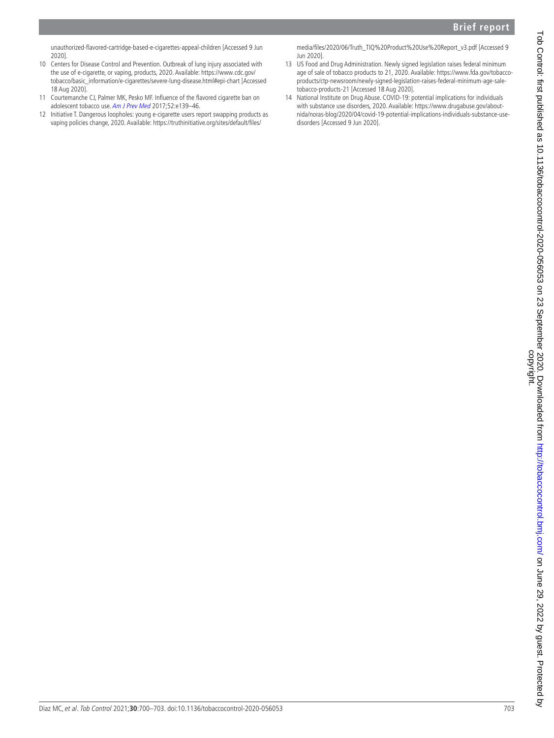unauthorized-flavored-cartridge-based-e-cigarettes-appeal-children [Accessed 9 Jun 2020].

10 Centers for Disease Control and Prevention. Outbreak of lung injury associated with the use of e-cigarette, or vaping, products, 2020. Available: https://www.cdc.gov/tobacco/basic_information/e-cigarettes/severe-lung-disease.html#epi-chart [Accessed 18 Aug 2020].

11 Courtemanche CJ, Palmer MK, Pesko MF. Influence of the flavored cigarette ban on adolescent tobacco use. *Am J Prev Med* 2017;52:e139–46.

12 Initiative T. Dangerous loopholes: young e-cigarette users report swapping products as vaping policies change, 2020. Available: https://truthinitiative.org/sites/default/files/media/files/2020/06/Truth_TIQ%20Product%20Use%20Report_v3.pdf [Accessed 9 Jun 2020].

13 US Food and Drug Administration. Newly signed legislation raises federal minimum age of sale of tobacco products to 21, 2020. Available: https://www.fda.gov/tobacco-products/ctp-newsroom/newly-signed-legislation-raises-federal-minimum-age-sale-tobacco-products-21 [Accessed 18 Aug 2020].

14 National Institute on Drug Abuse. COVID-19: potential implications for individuals with substance use disorders, 2020. Available: https://www.drugabuse.gov/about-nida/noras-blog/2020/04/covid-19-potential-implications-individuals-substance-use-disorders [Accessed 9 Jun 2020].